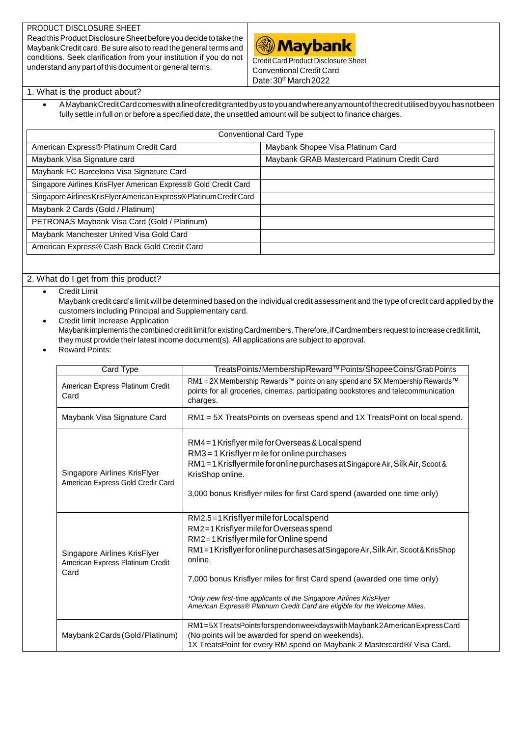PRODUCT DISCLOSURE SHEET

Read this Product Disclosure Sheet before you decide to take the Maybank Credit card. Be sure also to read the general terms and conditions. Seek clarification from your institution if you do not understand any part of this document or general terms.

**Maybank**

Credit Card Product Disclosure Sheet
Conventional Credit Card
Date: 30th March 2022

## 1. What is the product about?

- A Maybank Credit Card comes with a line of credit granted by us to you and where any amount of the credit utilised by you has not been fully settle in full on or before a specified date, the unsettled amount will be subject to finance charges.

| Conventional Card Type | |
|---|---|
| American Express® Platinum Credit Card | Maybank Shopee Visa Platinum Card |
| Maybank Visa Signature card | Maybank GRAB Mastercard Platinum Credit Card |
| Maybank FC Barcelona Visa Signature Card | |
| Singapore Airlines KrisFlyer American Express® Gold Credit Card | |
| Singapore Airlines KrisFlyer American Express® Platinum Credit Card | |
| Maybank 2 Cards (Gold / Platinum) | |
| PETRONAS Maybank Visa Card (Gold / Platinum) | |
| Maybank Manchester United Visa Gold Card | |
| American Express® Cash Back Gold Credit Card | |

## 2. What do I get from this product?

- Credit Limit
  Maybank credit card's limit will be determined based on the individual credit assessment and the type of credit card applied by the customers including Principal and Supplementary card.
- Credit limit Increase Application
  Maybank implements the combined credit limit for existing Cardmembers. Therefore, if Cardmembers request to increase credit limit, they must provide their latest income document(s). All applications are subject to approval.
- Reward Points:

| Card Type | TreatsPoints/Membership Reward™ Points/Shopee Coins/Grab Points |
|---|---|
| American Express Platinum Credit Card | RM1 = 2X Membership Rewards™ points on any spend and 5X Membership Rewards™ points for all groceries, cinemas, participating bookstores and telecommunication charges. |
| Maybank Visa Signature Card | RM1 = 5X TreatsPoints on overseas spend and 1X TreatsPoint on local spend. |
| Singapore Airlines KrisFlyer American Express Gold Credit Card | RM4 = 1 Krisflyer mile for Overseas & Local spend<br>RM3 = 1 Krisflyer mile for online purchases<br>RM1 = 1 Krisflyer mile for online purchases at Singapore Air, Silk Air, Scoot & KrisShop online.<br><br>3,000 bonus Krisflyer miles for first Card spend (awarded one time only) |
| Singapore Airlines KrisFlyer American Express Platinum Credit Card | RM2.5 = 1 Krisflyer mile for Local spend<br>RM2 = 1 Krisflyer mile for Overseas spend<br>RM2 = 1 Krisflyer mile for Online spend<br>RM1 = 1 Krisflyer for online purchases at Singapore Air, Silk Air, Scoot & KrisShop online.<br><br>7,000 bonus Krisflyer miles for first Card spend (awarded one time only)<br><br>*\*Only new first-time applicants of the Singapore Airlines KrisFlyer American Express® Platinum Credit Card are eligible for the Welcome Miles.* |
| Maybank 2 Cards (Gold/Platinum) | RM1 = 5X TreatsPoints for spend on weekdays with Maybank 2 American Express Card (No points will be awarded for spend on weekends).<br>1X TreatsPoint for every RM spend on Maybank 2 Mastercard®/ Visa Card. |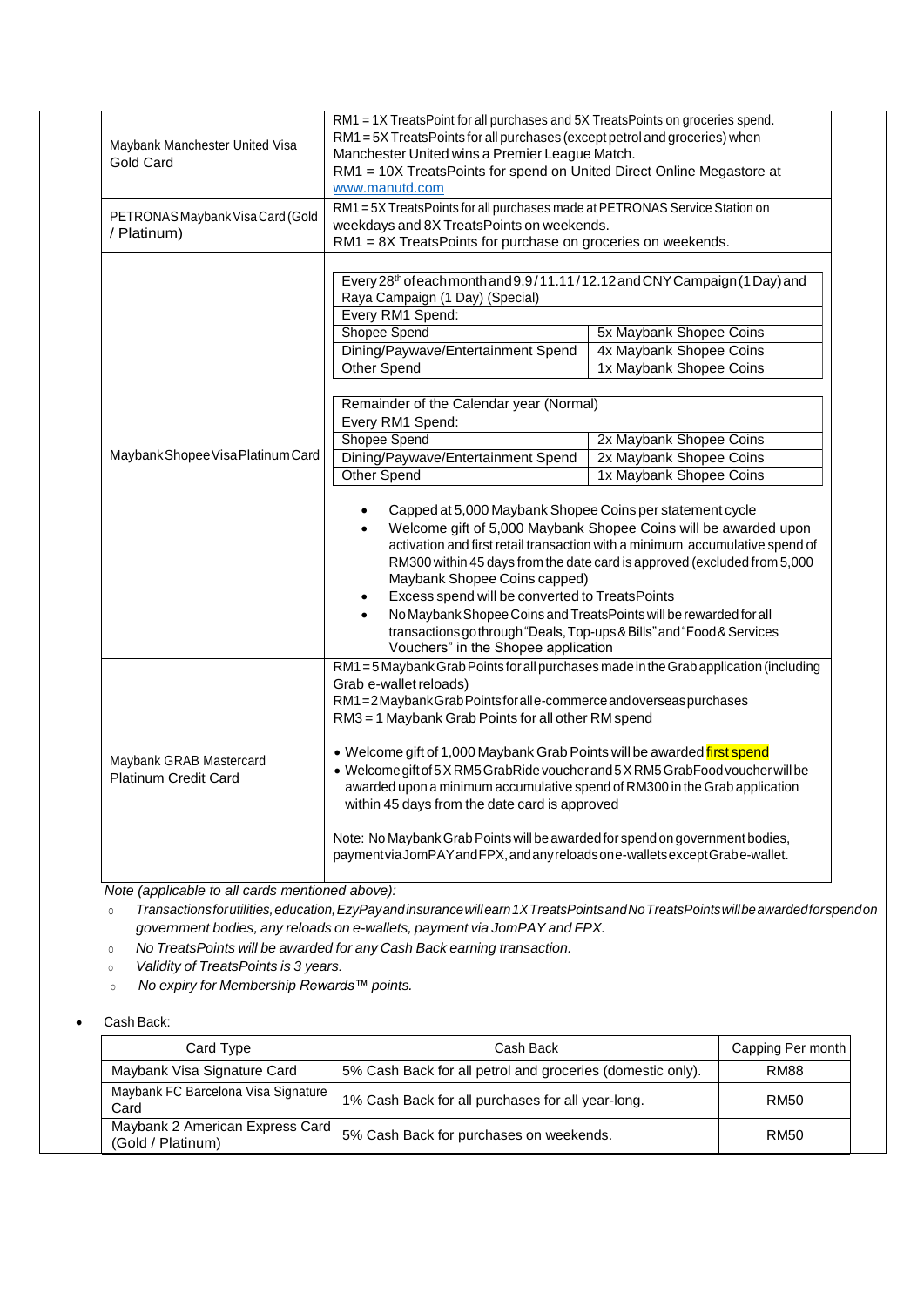| | |
|---|---|
| Maybank Manchester United Visa Gold Card | RM1 = 1X TreatsPoint for all purchases and 5X TreatsPoints on groceries spend.<br>RM1 = 5X TreatsPoints for all purchases (except petrol and groceries) when Manchester United wins a Premier League Match.<br>RM1 = 10X TreatsPoints for spend on United Direct Online Megastore at www.manutd.com |
| PETRONAS Maybank Visa Card (Gold / Platinum) | RM1 = 5X TreatsPoints for all purchases made at PETRONAS Service Station on weekdays and 8X TreatsPoints on weekends.<br>RM1 = 8X TreatsPoints for purchase on groceries on weekends. |
| Maybank Shopee Visa Platinum Card | **Every 28th of each month and 9.9 / 11.11 / 12.12 and CNY Campaign (1 Day) and Raya Campaign (1 Day) (Special)**<br>Every RM1 Spend:<br>Shopee Spend: 5x Maybank Shopee Coins<br>Dining/Paywave/Entertainment Spend: 4x Maybank Shopee Coins<br>Other Spend: 1x Maybank Shopee Coins<br><br>**Remainder of the Calendar year (Normal)**<br>Every RM1 Spend:<br>Shopee Spend: 2x Maybank Shopee Coins<br>Dining/Paywave/Entertainment Spend: 2x Maybank Shopee Coins<br>Other Spend: 1x Maybank Shopee Coins<br><br>• Capped at 5,000 Maybank Shopee Coins per statement cycle<br>• Welcome gift of 5,000 Maybank Shopee Coins will be awarded upon activation and first retail transaction with a minimum accumulative spend of RM300 within 45 days from the date card is approved (excluded from 5,000 Maybank Shopee Coins capped)<br>• Excess spend will be converted to TreatsPoints<br>• No Maybank Shopee Coins and TreatsPoints will be rewarded for all transactions go through "Deals, Top-ups & Bills" and "Food & Services Vouchers" in the Shopee application |
| Maybank GRAB Mastercard Platinum Credit Card | RM1 = 5 Maybank Grab Points for all purchases made in the Grab application (including Grab e-wallet reloads)<br>RM1 = 2 Maybank Grab Points for all e-commerce and overseas purchases<br>RM3 = 1 Maybank Grab Points for all other RM spend<br><br>• Welcome gift of 1,000 Maybank Grab Points will be awarded first spend<br>• Welcome gift of 5 X RM5 GrabRide voucher and 5 X RM5 GrabFood voucher will be awarded upon a minimum accumulative spend of RM300 in the Grab application within 45 days from the date card is approved<br><br>Note: No Maybank Grab Points will be awarded for spend on government bodies, payment via JomPAY and FPX, and any reloads on e-wallets except Grab e-wallet. |

*Note (applicable to all cards mentioned above):*

- *Transactions for utilities, education, EzyPay and insurance will earn 1X TreatsPoints and No TreatsPoints will be awarded for spend on government bodies, any reloads on e-wallets, payment via JomPAY and FPX.*
- *No TreatsPoints will be awarded for any Cash Back earning transaction.*
- *Validity of TreatsPoints is 3 years.*
- *No expiry for Membership Rewards™ points.*

- Cash Back:

| Card Type | Cash Back | Capping Per month |
|---|---|---|
| Maybank Visa Signature Card | 5% Cash Back for all petrol and groceries (domestic only). | RM88 |
| Maybank FC Barcelona Visa Signature Card | 1% Cash Back for all purchases for all year-long. | RM50 |
| Maybank 2 American Express Card (Gold / Platinum) | 5% Cash Back for purchases on weekends. | RM50 |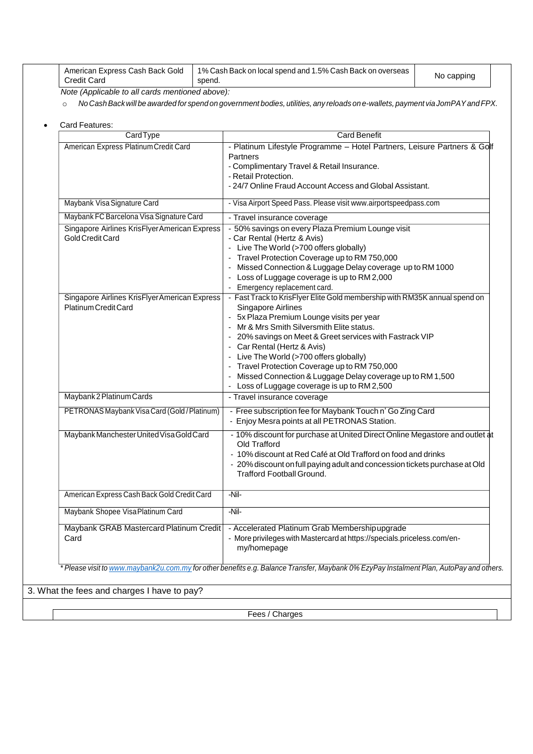| American Express Cash Back Gold Credit Card | 1% Cash Back on local spend and 1.5% Cash Back on overseas spend. | No capping |
|---|---|---|

*Note (Applicable to all cards mentioned above):*

- *No Cash Back will be awarded for spend on government bodies, utilities, any reloads on e-wallets, payment via JomPAY and FPX.*

- Card Features:

| Card Type | Card Benefit |
|---|---|
| American Express Platinum Credit Card | - Platinum Lifestyle Programme – Hotel Partners, Leisure Partners & Golf Partners<br>- Complimentary Travel & Retail Insurance.<br>- Retail Protection.<br>- 24/7 Online Fraud Account Access and Global Assistant. |
| Maybank Visa Signature Card | - Visa Airport Speed Pass. Please visit www.airportspeedpass.com |
| Maybank FC Barcelona Visa Signature Card | - Travel insurance coverage |
| Singapore Airlines KrisFlyer American Express Gold Credit Card | - 50% savings on every Plaza Premium Lounge visit<br>- Car Rental (Hertz & Avis)<br>- Live The World (>700 offers globally)<br>- Travel Protection Coverage up to RM 750,000<br>- Missed Connection & Luggage Delay coverage up to RM 1000<br>- Loss of Luggage coverage is up to RM 2,000<br>- Emergency replacement card. |
| Singapore Airlines KrisFlyer American Express Platinum Credit Card | - Fast Track to KrisFlyer Elite Gold membership with RM35K annual spend on Singapore Airlines<br>- 5x Plaza Premium Lounge visits per year<br>- Mr & Mrs Smith Silversmith Elite status.<br>- 20% savings on Meet & Greet services with Fastrack VIP<br>- Car Rental (Hertz & Avis)<br>- Live The World (>700 offers globally)<br>- Travel Protection Coverage up to RM 750,000<br>- Missed Connection & Luggage Delay coverage up to RM 1,500<br>- Loss of Luggage coverage is up to RM 2,500 |
| Maybank 2 Platinum Cards | - Travel insurance coverage |
| PETRONAS Maybank Visa Card (Gold / Platinum) | - Free subscription fee for Maybank Touch n' Go Zing Card<br>- Enjoy Mesra points at all PETRONAS Station. |
| Maybank Manchester United Visa Gold Card | - 10% discount for purchase at United Direct Online Megastore and outlet at Old Trafford<br>- 10% discount at Red Café at Old Trafford on food and drinks<br>- 20% discount on full paying adult and concession tickets purchase at Old Trafford Football Ground. |
| American Express Cash Back Gold Credit Card | -Nil- |
| Maybank Shopee Visa Platinum Card | -Nil- |
| Maybank GRAB Mastercard Platinum Credit Card | - Accelerated Platinum Grab Membership upgrade<br>- More privileges with Mastercard at https://specials.priceless.com/en-my/homepage |

*\* Please visit to www.maybank2u.com.my for other benefits e.g. Balance Transfer, Maybank 0% EzyPay Instalment Plan, AutoPay and others.*

3. What the fees and charges I have to pay?

| Fees / Charges |
|---|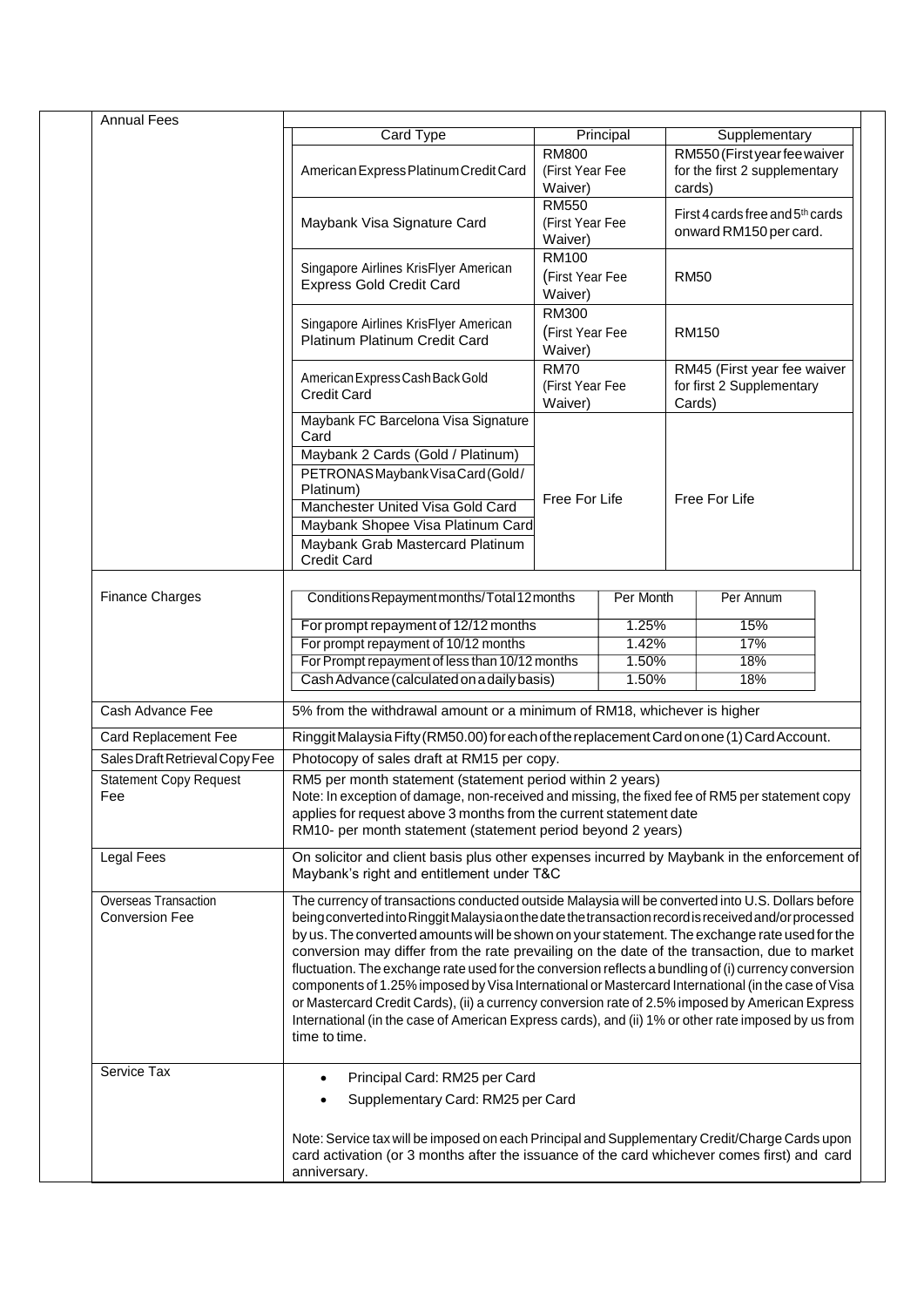| Annual Fees | | | |
|---|---|---|---|
| | Card Type | Principal | Supplementary |
| | American Express Platinum Credit Card | RM800 (First Year Fee Waiver) | RM550 (First year fee waiver for the first 2 supplementary cards) |
| | Maybank Visa Signature Card | RM550 (First Year Fee Waiver) | First 4 cards free and 5th cards onward RM150 per card. |
| | Singapore Airlines KrisFlyer American Express Gold Credit Card | RM100 (First Year Fee Waiver) | RM50 |
| | Singapore Airlines KrisFlyer American Platinum Platinum Credit Card | RM300 (First Year Fee Waiver) | RM150 |
| | American Express Cash Back Gold Credit Card | RM70 (First Year Fee Waiver) | RM45 (First year fee waiver for first 2 Supplementary Cards) |
| | Maybank FC Barcelona Visa Signature Card<br>Maybank 2 Cards (Gold / Platinum)<br>PETRONAS Maybank Visa Card (Gold / Platinum)<br>Manchester United Visa Gold Card<br>Maybank Shopee Visa Platinum Card<br>Maybank Grab Mastercard Platinum Credit Card | Free For Life | Free For Life |

| Finance Charges | | | |
|---|---|---|---|
| | Conditions Repayment months/Total 12 months | Per Month | Per Annum |
| | For prompt repayment of 12/12 months | 1.25% | 15% |
| | For prompt repayment of 10/12 months | 1.42% | 17% |
| | For Prompt repayment of less than 10/12 months | 1.50% | 18% |
| | Cash Advance (calculated on a daily basis) | 1.50% | 18% |

| | |
|---|---|
| Cash Advance Fee | 5% from the withdrawal amount or a minimum of RM18, whichever is higher |
| Card Replacement Fee | Ringgit Malaysia Fifty (RM50.00) for each of the replacement Card on one (1) Card Account. |
| Sales Draft Retrieval Copy Fee | Photocopy of sales draft at RM15 per copy. |
| Statement Copy Request Fee | RM5 per month statement (statement period within 2 years)<br>Note: In exception of damage, non-received and missing, the fixed fee of RM5 per statement copy applies for request above 3 months from the current statement date<br>RM10- per month statement (statement period beyond 2 years) |
| Legal Fees | On solicitor and client basis plus other expenses incurred by Maybank in the enforcement of Maybank's right and entitlement under T&C |
| Overseas Transaction Conversion Fee | The currency of transactions conducted outside Malaysia will be converted into U.S. Dollars before being converted into Ringgit Malaysia on the date the transaction record is received and/or processed by us. The converted amounts will be shown on your statement. The exchange rate used for the conversion may differ from the rate prevailing on the date of the transaction, due to market fluctuation. The exchange rate used for the conversion reflects a bundling of (i) currency conversion components of 1.25% imposed by Visa International or Mastercard International (in the case of Visa or Mastercard Credit Cards), (ii) a currency conversion rate of 2.5% imposed by American Express International (in the case of American Express cards), and (ii) 1% or other rate imposed by us from time to time. |
| Service Tax | • Principal Card: RM25 per Card<br>• Supplementary Card: RM25 per Card<br><br>Note: Service tax will be imposed on each Principal and Supplementary Credit/Charge Cards upon card activation (or 3 months after the issuance of the card whichever comes first) and card anniversary. |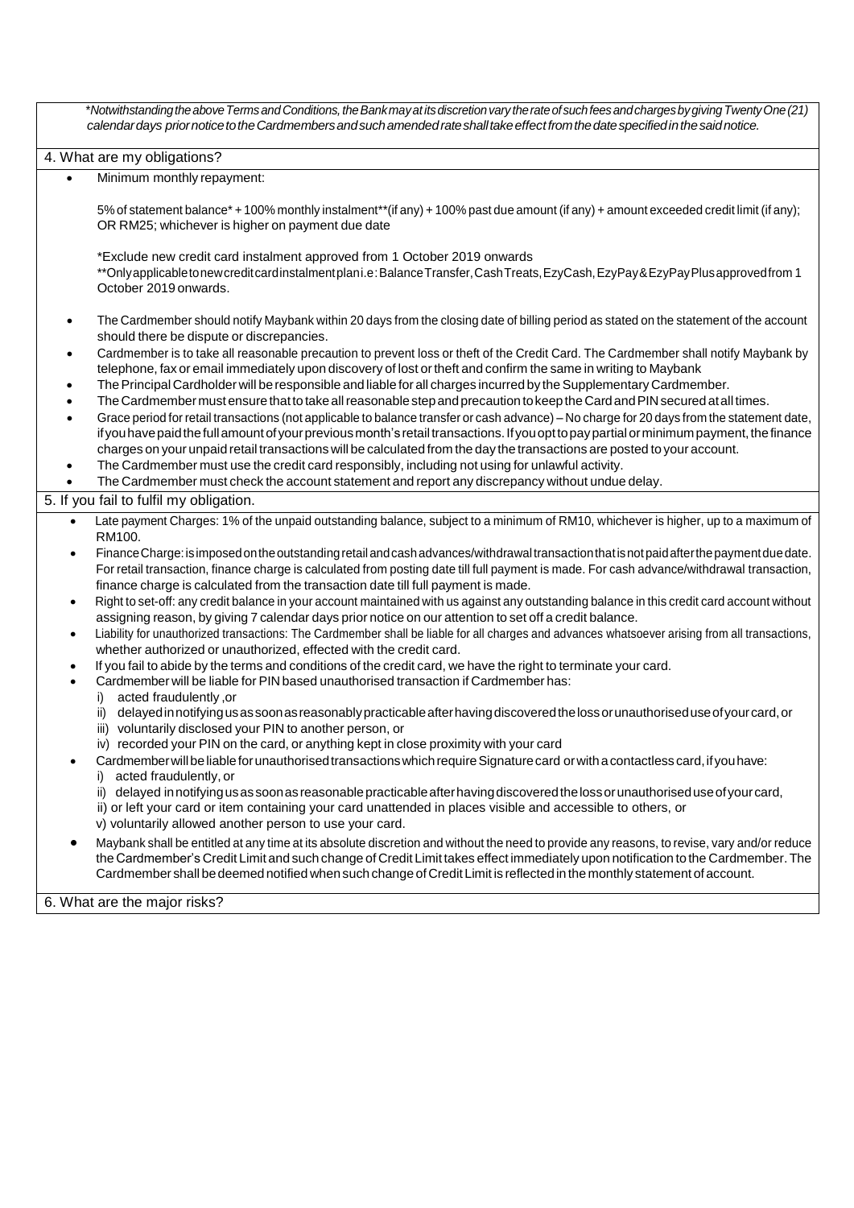*\*Notwithstanding the above Terms and Conditions, the Bank may at its discretion vary the rate of such fees and charges by giving Twenty One (21) calendar days prior notice to the Cardmembers and such amended rate shall take effect from the date specified in the said notice.*

## 4. What are my obligations?

- Minimum monthly repayment:

  5% of statement balance* + 100% monthly instalment**(if any) + 100% past due amount (if any) + amount exceeded credit limit (if any); OR RM25; whichever is higher on payment due date

  *Exclude new credit card instalment approved from 1 October 2019 onwards
  **Only applicable to new credit card instalment plan i.e: Balance Transfer, Cash Treats, EzyCash, EzyPay & EzyPay Plus approved from 1 October 2019 onwards.

- The Cardmember should notify Maybank within 20 days from the closing date of billing period as stated on the statement of the account should there be dispute or discrepancies.
- Cardmember is to take all reasonable precaution to prevent loss or theft of the Credit Card. The Cardmember shall notify Maybank by telephone, fax or email immediately upon discovery of lost or theft and confirm the same in writing to Maybank
- The Principal Cardholder will be responsible and liable for all charges incurred by the Supplementary Cardmember.
- The Cardmember must ensure that to take all reasonable step and precaution to keep the Card and PIN secured at all times.
- Grace period for retail transactions (not applicable to balance transfer or cash advance) – No charge for 20 days from the statement date, if you have paid the full amount of your previous month's retail transactions. If you opt to pay partial or minimum payment, the finance charges on your unpaid retail transactions will be calculated from the day the transactions are posted to your account.
- The Cardmember must use the credit card responsibly, including not using for unlawful activity.
- The Cardmember must check the account statement and report any discrepancy without undue delay.

## 5. If you fail to fulfil my obligation.

- Late payment Charges: 1% of the unpaid outstanding balance, subject to a minimum of RM10, whichever is higher, up to a maximum of RM100.
- Finance Charge: is imposed on the outstanding retail and cash advances/withdrawal transaction that is not paid after the payment due date. For retail transaction, finance charge is calculated from posting date till full payment is made. For cash advance/withdrawal transaction, finance charge is calculated from the transaction date till full payment is made.
- Right to set-off: any credit balance in your account maintained with us against any outstanding balance in this credit card account without assigning reason, by giving 7 calendar days prior notice on our attention to set off a credit balance.
- Liability for unauthorized transactions: The Cardmember shall be liable for all charges and advances whatsoever arising from all transactions, whether authorized or unauthorized, effected with the credit card.
- If you fail to abide by the terms and conditions of the credit card, we have the right to terminate your card.
- Cardmember will be liable for PIN based unauthorised transaction if Cardmember has:
  i) acted fraudulently ,or
  ii) delayed in notifying us as soon as reasonably practicable after having discovered the loss or unauthorised use of your card, or
  iii) voluntarily disclosed your PIN to another person, or
  iv) recorded your PIN on the card, or anything kept in close proximity with your card
- Cardmember will be liable for unauthorised transactions which require Signature card or with a contactless card, if you have:
  i) acted fraudulently, or
  ii) delayed in notifying us as soon as reasonable practicable after having discovered the loss or unauthorised use of your card,
  ii) or left your card or item containing your card unattended in places visible and accessible to others, or
  v) voluntarily allowed another person to use your card.
- Maybank shall be entitled at any time at its absolute discretion and without the need to provide any reasons, to revise, vary and/or reduce the Cardmember's Credit Limit and such change of Credit Limit takes effect immediately upon notification to the Cardmember. The Cardmember shall be deemed notified when such change of Credit Limit is reflected in the monthly statement of account.

## 6. What are the major risks?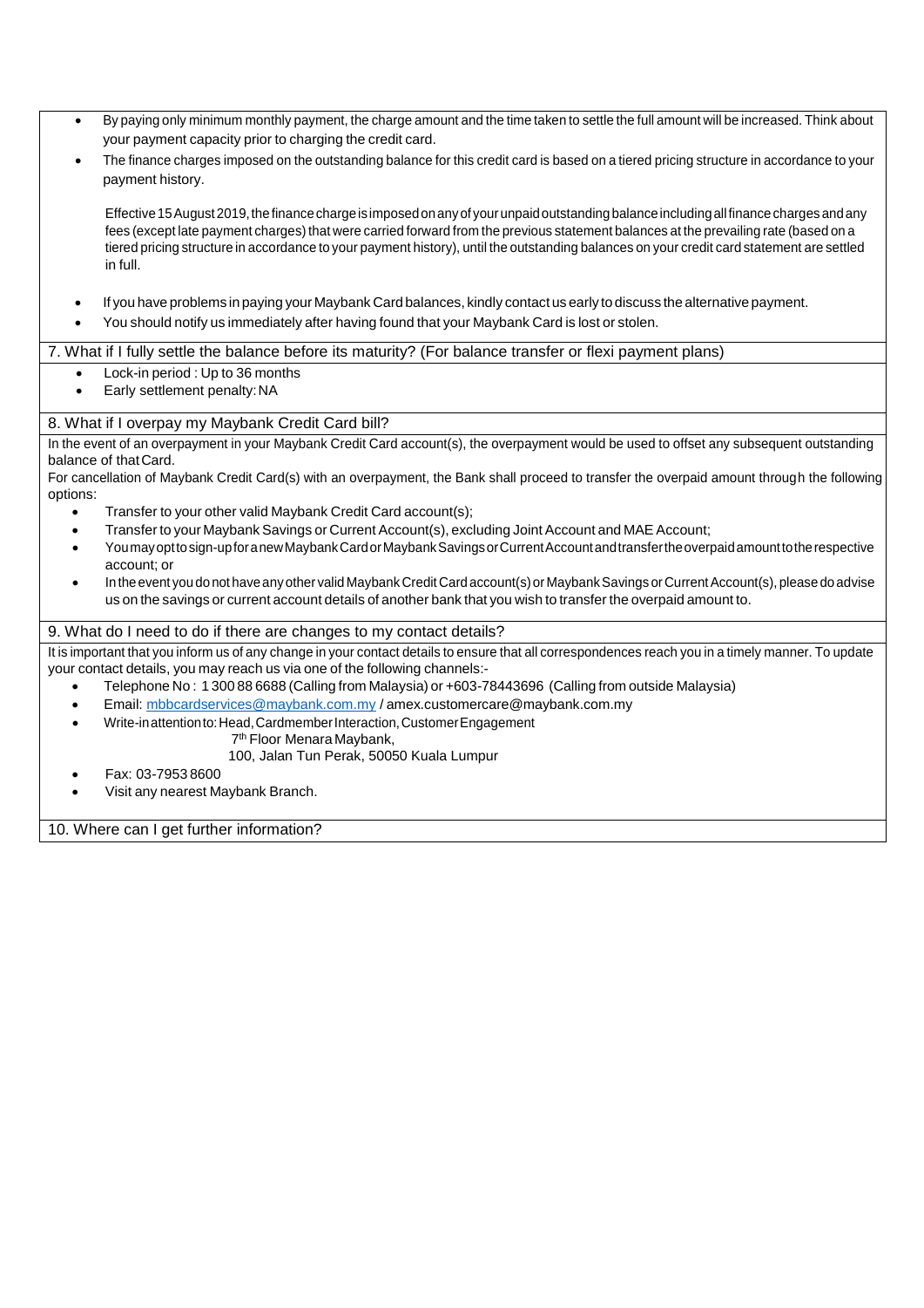- By paying only minimum monthly payment, the charge amount and the time taken to settle the full amount will be increased. Think about your payment capacity prior to charging the credit card.
- The finance charges imposed on the outstanding balance for this credit card is based on a tiered pricing structure in accordance to your payment history.

  Effective 15 August 2019, the finance charge is imposed on any of your unpaid outstanding balance including all finance charges and any fees (except late payment charges) that were carried forward from the previous statement balances at the prevailing rate (based on a tiered pricing structure in accordance to your payment history), until the outstanding balances on your credit card statement are settled in full.

- If you have problems in paying your Maybank Card balances, kindly contact us early to discuss the alternative payment.
- You should notify us immediately after having found that your Maybank Card is lost or stolen.

## 7. What if I fully settle the balance before its maturity? (For balance transfer or flexi payment plans)

- Lock-in period : Up to 36 months
- Early settlement penalty: NA

## 8. What if I overpay my Maybank Credit Card bill?

In the event of an overpayment in your Maybank Credit Card account(s), the overpayment would be used to offset any subsequent outstanding balance of that Card.

For cancellation of Maybank Credit Card(s) with an overpayment, the Bank shall proceed to transfer the overpaid amount through the following options:

- Transfer to your other valid Maybank Credit Card account(s);
- Transfer to your Maybank Savings or Current Account(s), excluding Joint Account and MAE Account;
- You may opt to sign-up for a new Maybank Card or Maybank Savings or Current Account and transfer the overpaid amount to the respective account; or
- In the event you do not have any other valid Maybank Credit Card account(s) or Maybank Savings or Current Account(s), please do advise us on the savings or current account details of another bank that you wish to transfer the overpaid amount to.

## 9. What do I need to do if there are changes to my contact details?

It is important that you inform us of any change in your contact details to ensure that all correspondences reach you in a timely manner. To update your contact details, you may reach us via one of the following channels:-

- Telephone No : 1 300 88 6688 (Calling from Malaysia) or +603-78443696 (Calling from outside Malaysia)
- Email: mbbcardservices@maybank.com.my / amex.customercare@maybank.com.my
- Write-in attention to: Head, Cardmember Interaction, Customer Engagement
  7th Floor Menara Maybank,
  100, Jalan Tun Perak, 50050 Kuala Lumpur
- Fax: 03-7953 8600
- Visit any nearest Maybank Branch.

## 10. Where can I get further information?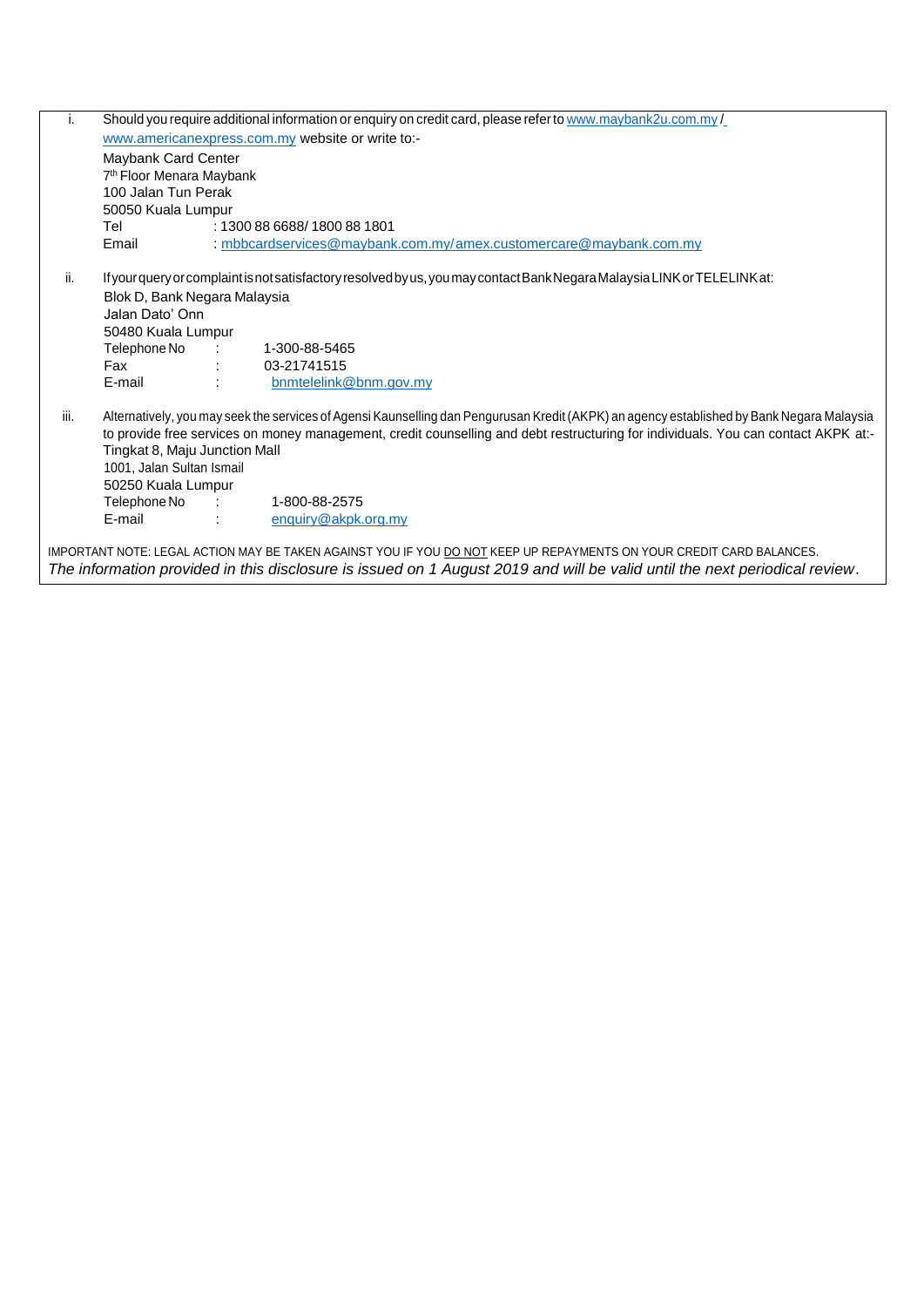i. Should you require additional information or enquiry on credit card, please refer to www.maybank2u.com.my / www.americanexpress.com.my website or write to:-

Maybank Card Center
7th Floor Menara Maybank
100 Jalan Tun Perak
50050 Kuala Lumpur
Tel : 1300 88 6688/ 1800 88 1801
Email : mbbcardservices@maybank.com.my/ amex.customercare@maybank.com.my

ii. If your query or complaint is not satisfactory resolved by us, you may contact Bank Negara Malaysia LINK or TELELINK at:

Blok D, Bank Negara Malaysia
Jalan Dato' Onn
50480 Kuala Lumpur
Telephone No : 1-300-88-5465
Fax : 03-21741515
E-mail : bnmtelelink@bnm.gov.my

iii. Alternatively, you may seek the services of Agensi Kaunselling dan Pengurusan Kredit (AKPK) an agency established by Bank Negara Malaysia to provide free services on money management, credit counselling and debt restructuring for individuals. You can contact AKPK at:-

Tingkat 8, Maju Junction Mall
1001, Jalan Sultan Ismail
50250 Kuala Lumpur
Telephone No : 1-800-88-2575
E-mail : enquiry@akpk.org.my

IMPORTANT NOTE: LEGAL ACTION MAY BE TAKEN AGAINST YOU IF YOU DO NOT KEEP UP REPAYMENTS ON YOUR CREDIT CARD BALANCES.

*The information provided in this disclosure is issued on 1 August 2019 and will be valid until the next periodical review.*